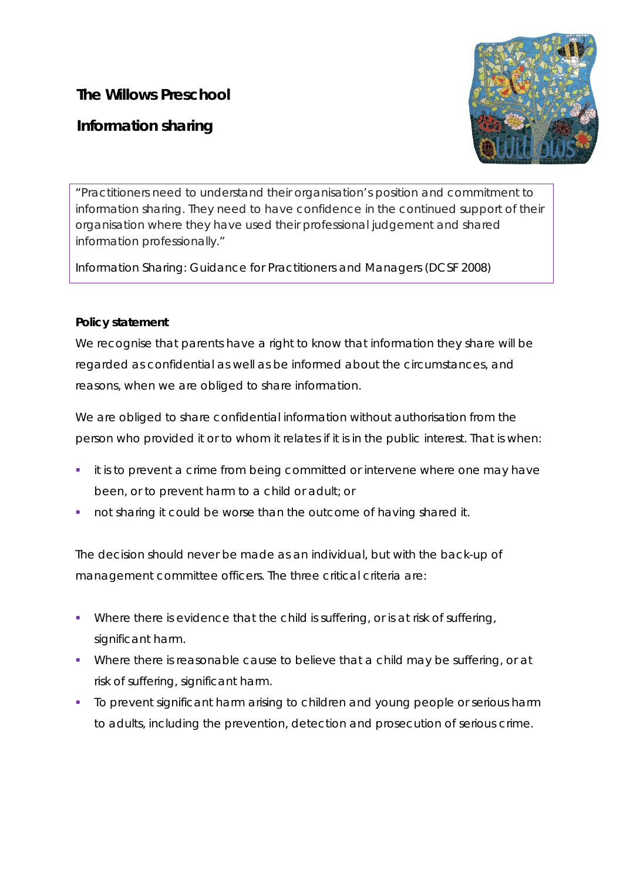# The Willows Preschool

## Information sharing

> "Practitioners need to understand their organisation's position and commitment to information sharing. They need to have confidence in the continued support of their organisation where they have used their professional judgement and shared information professionally."
>
> Information Sharing: Guidance for Practitioners and Managers (DCSF 2008)

**Policy statement**

We recognise that parents have a right to know that information they share will be regarded as confidential as well as be informed about the circumstances, and reasons, when we are obliged to share information.

We are obliged to share confidential information without authorisation from the person who provided it or to whom it relates if it is in the public interest. That is when:

- it is to prevent a crime from being committed or intervene where one may have been, or to prevent harm to a child or adult; or
- not sharing it could be worse than the outcome of having shared it.

The decision should never be made as an individual, but with the back-up of management committee officers. The three critical criteria are:

- Where there is evidence that the child is suffering, or is at risk of suffering, significant harm.
- Where there is reasonable cause to believe that a child may be suffering, or at risk of suffering, significant harm.
- To prevent significant harm arising to children and young people or serious harm to adults, including the prevention, detection and prosecution of serious crime.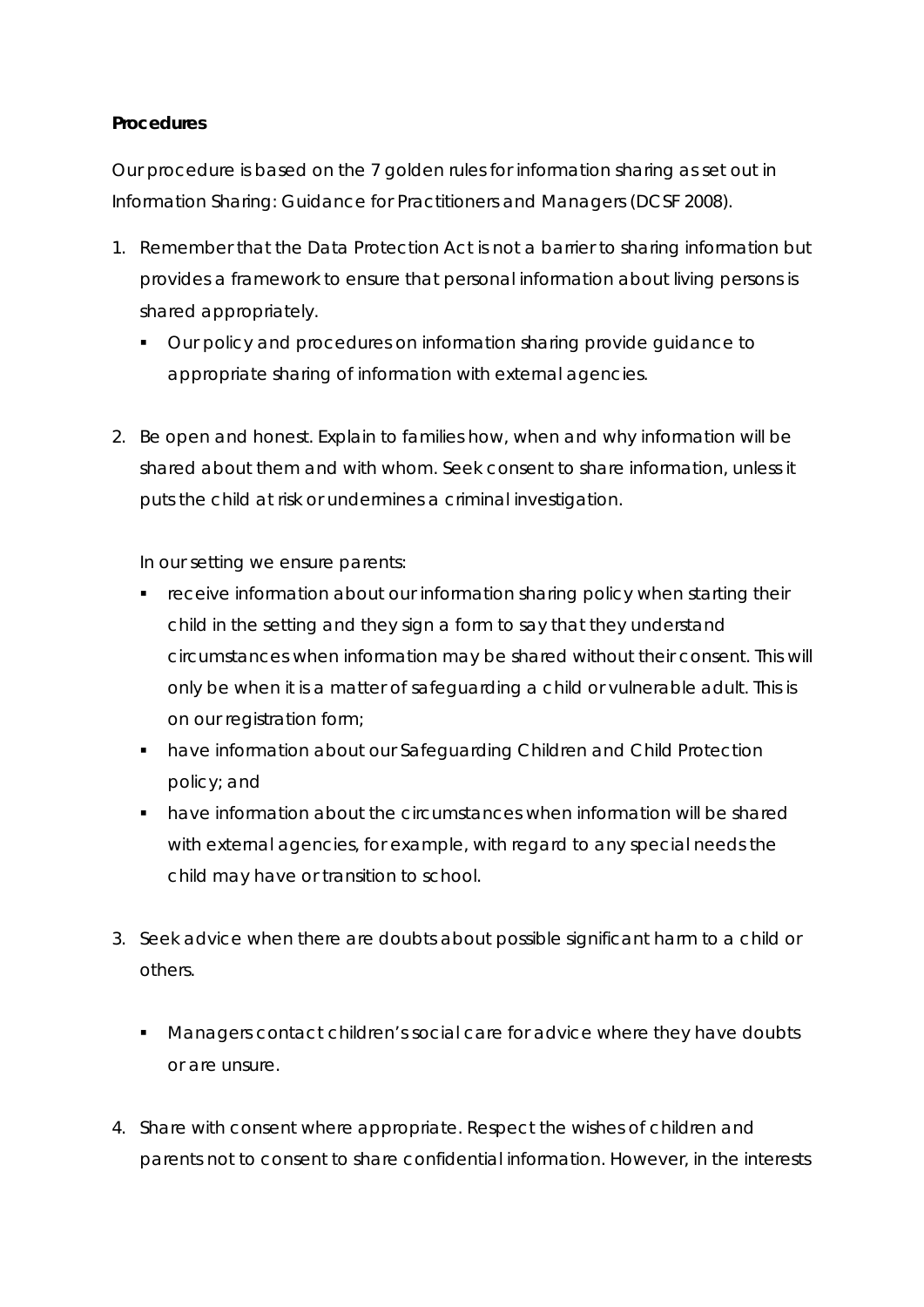**Procedures**

Our procedure is based on the 7 golden rules for information sharing as set out in Information Sharing: Guidance for Practitioners and Managers (DCSF 2008).

1. Remember that the Data Protection Act is not a barrier to sharing information but provides a framework to ensure that personal information about living persons is shared appropriately.
   - Our policy and procedures on information sharing provide guidance to appropriate sharing of information with external agencies.

2. Be open and honest. Explain to families how, when and why information will be shared about them and with whom. Seek consent to share information, unless it puts the child at risk or undermines a criminal investigation.

   In our setting we ensure parents:

   - receive information about our information sharing policy when starting their child in the setting and they sign a form to say that they understand circumstances when information may be shared without their consent. This will only be when it is a matter of safeguarding a child or vulnerable adult. This is on our registration form;
   - have information about our Safeguarding Children and Child Protection policy; and
   - have information about the circumstances when information will be shared with external agencies, for example, with regard to any special needs the child may have or transition to school.

3. Seek advice when there are doubts about possible significant harm to a child or others.

   - Managers contact children's social care for advice where they have doubts or are unsure.

4. Share with consent where appropriate. Respect the wishes of children and parents not to consent to share confidential information. However, in the interests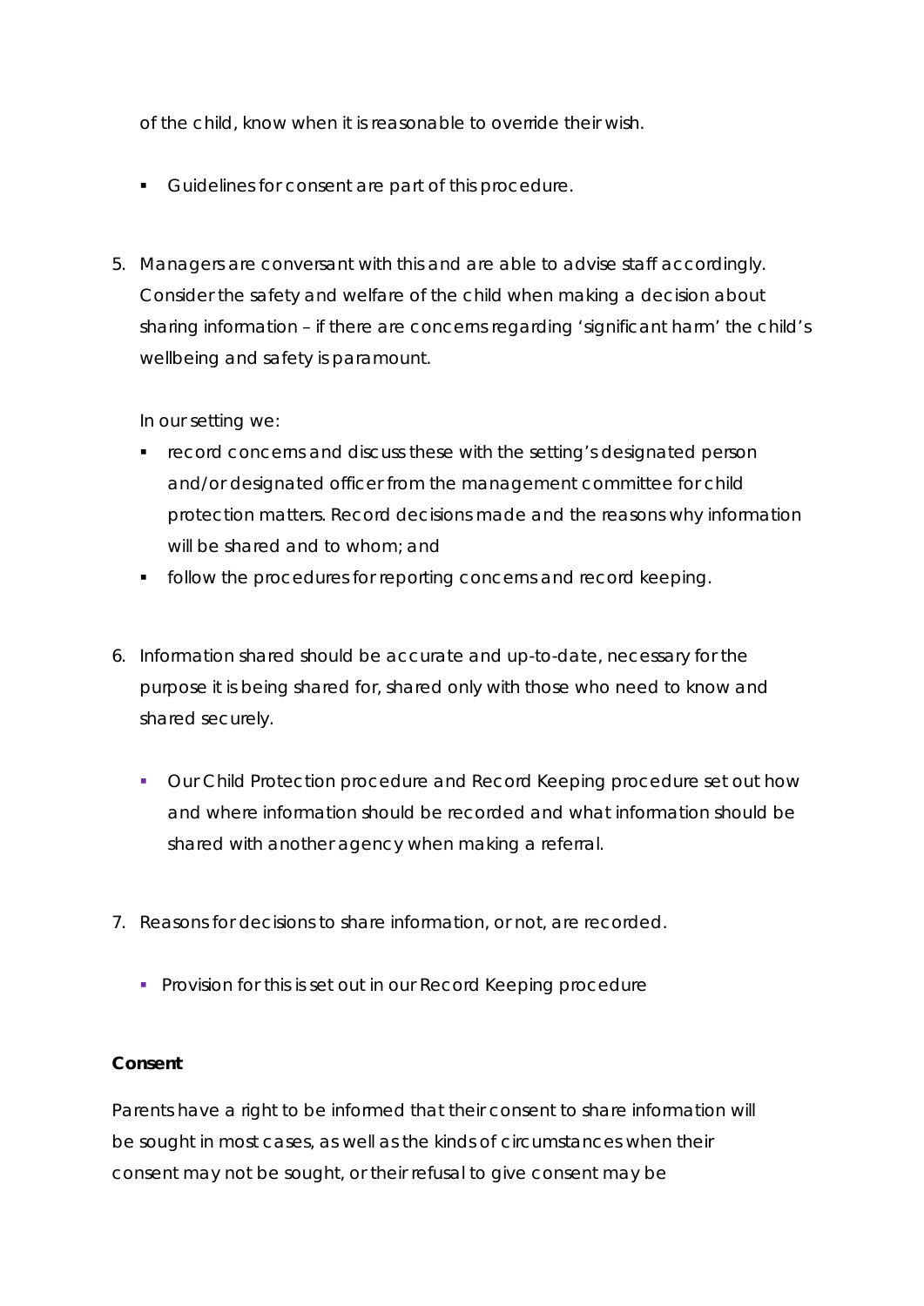of the child, know when it is reasonable to override their wish.

- Guidelines for consent are part of this procedure.

5. Managers are conversant with this and are able to advise staff accordingly. Consider the safety and welfare of the child when making a decision about sharing information – if there are concerns regarding 'significant harm' the child's wellbeing and safety is paramount.

   In our setting we:

   - record concerns and discuss these with the setting's designated person and/or designated officer from the management committee for child protection matters. Record decisions made and the reasons why information will be shared and to whom; and
   - follow the procedures for reporting concerns and record keeping.

6. Information shared should be accurate and up-to-date, necessary for the purpose it is being shared for, shared only with those who need to know and shared securely.

   - Our Child Protection procedure and Record Keeping procedure set out how and where information should be recorded and what information should be shared with another agency when making a referral.

7. Reasons for decisions to share information, or not, are recorded.

   - Provision for this is set out in our Record Keeping procedure

**Consent**

Parents have a right to be informed that their consent to share information will be sought in most cases, as well as the kinds of circumstances when their consent may not be sought, or their refusal to give consent may be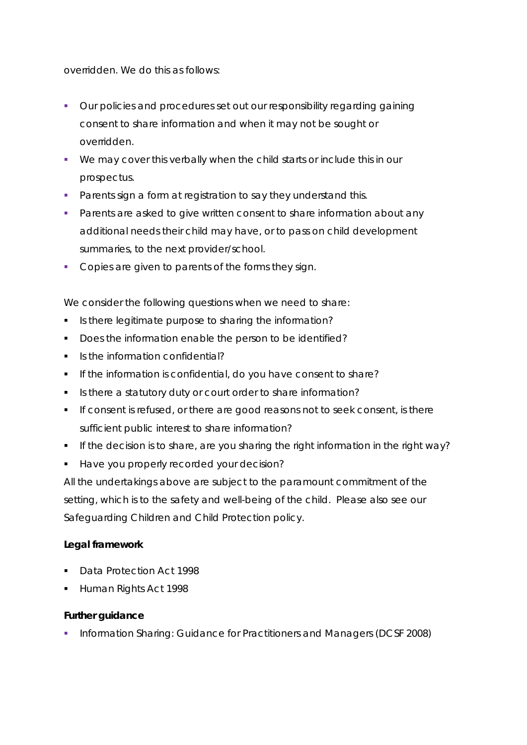overridden. We do this as follows:

- Our policies and procedures set out our responsibility regarding gaining consent to share information and when it may not be sought or overridden.
- We may cover this verbally when the child starts or include this in our prospectus.
- Parents sign a form at registration to say they understand this.
- Parents are asked to give written consent to share information about any additional needs their child may have, or to pass on child development summaries, to the next provider/school.
- Copies are given to parents of the forms they sign.

We consider the following questions when we need to share:

- Is there legitimate purpose to sharing the information?
- Does the information enable the person to be identified?
- Is the information confidential?
- If the information is confidential, do you have consent to share?
- Is there a statutory duty or court order to share information?
- If consent is refused, or there are good reasons not to seek consent, is there sufficient public interest to share information?
- If the decision is to share, are you sharing the right information in the right way?
- Have you properly recorded your decision?

All the undertakings above are subject to the paramount commitment of the setting, which is to the safety and well-being of the child. Please also see our Safeguarding Children and Child Protection policy.

**Legal framework**

- Data Protection Act 1998
- Human Rights Act 1998

**Further guidance**

- Information Sharing: Guidance for Practitioners and Managers (DCSF 2008)